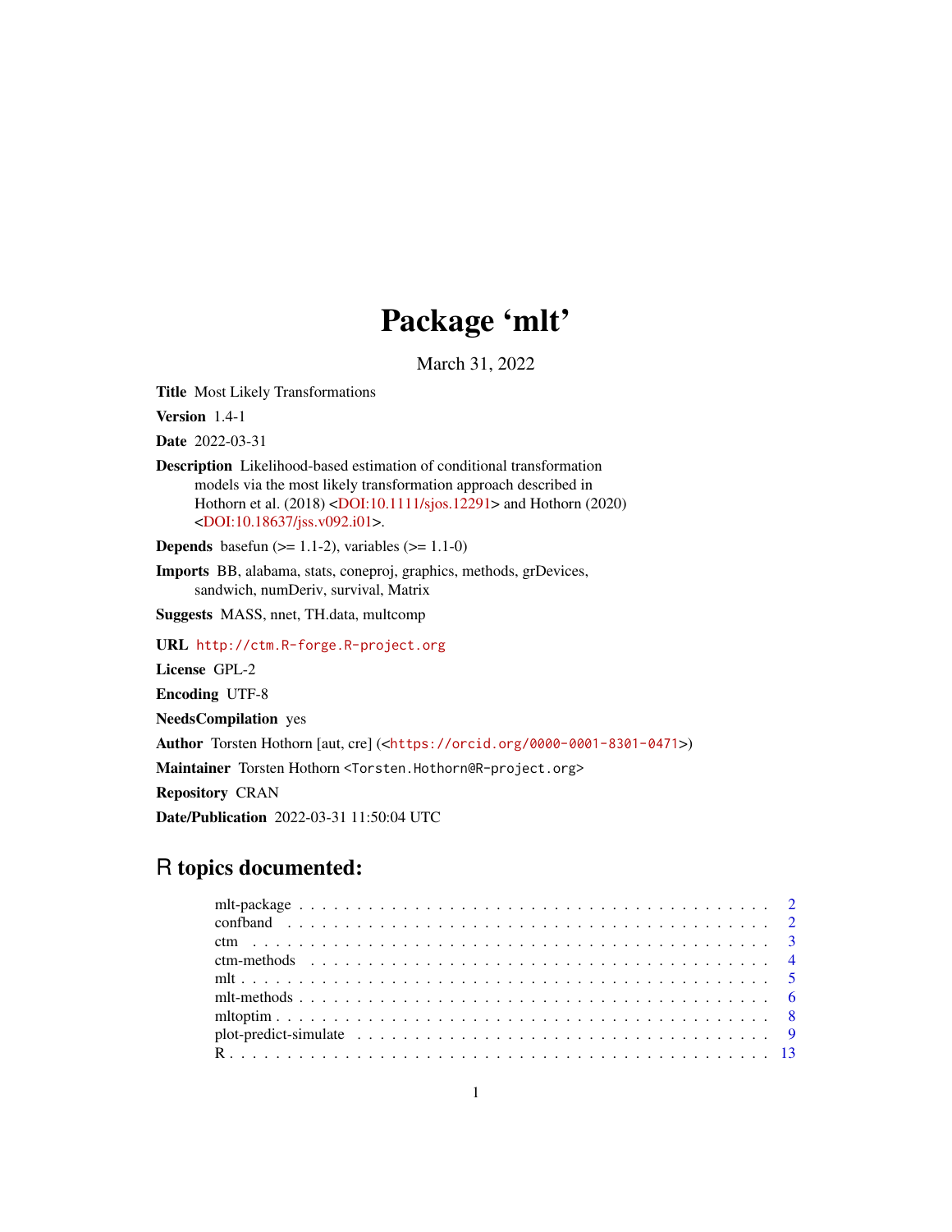# Package 'mlt'

March 31, 2022

**Title** Most Likely Transformations

**Version** 1.4-1

**Date** 2022-03-31

**Description** Likelihood-based estimation of conditional transformation models via the most likely transformation approach described in Hothorn et al. (2018) <DOI:10.1111/sjos.12291> and Hothorn (2020) <DOI:10.18637/jss.v092.i01>.

**Depends** basefun (>= 1.1-2), variables (>= 1.1-0)

**Imports** BB, alabama, stats, coneproj, graphics, methods, grDevices, sandwich, numDeriv, survival, Matrix

**Suggests** MASS, nnet, TH.data, multcomp

**URL** `http://ctm.R-forge.R-project.org`

**License** GPL-2

**Encoding** UTF-8

**NeedsCompilation** yes

**Author** Torsten Hothorn [aut, cre] (<`https://orcid.org/0000-0001-8301-0471`>)

**Maintainer** Torsten Hothorn <`Torsten.Hothorn@R-project.org`>

**Repository** CRAN

**Date/Publication** 2022-03-31 11:50:04 UTC

## R topics documented:

- mlt-package . . . . . . . . . . . . . . . . . . . . . . . . . . . . . . . . . . . . . . . . 2
- confband . . . . . . . . . . . . . . . . . . . . . . . . . . . . . . . . . . . . . . . . 2
- ctm . . . . . . . . . . . . . . . . . . . . . . . . . . . . . . . . . . . . . . . . 3
- ctm-methods . . . . . . . . . . . . . . . . . . . . . . . . . . . . . . . . . . . . . . . . 4
- mlt . . . . . . . . . . . . . . . . . . . . . . . . . . . . . . . . . . . . . . . . 5
- mlt-methods . . . . . . . . . . . . . . . . . . . . . . . . . . . . . . . . . . . . . . . . 6
- mltoptim . . . . . . . . . . . . . . . . . . . . . . . . . . . . . . . . . . . . . . . . 8
- plot-predict-simulate . . . . . . . . . . . . . . . . . . . . . . . . . . . . . . . . . . . . . . . . 9
- R . . . . . . . . . . . . . . . . . . . . . . . . . . . . . . . . . . . . . . . . 13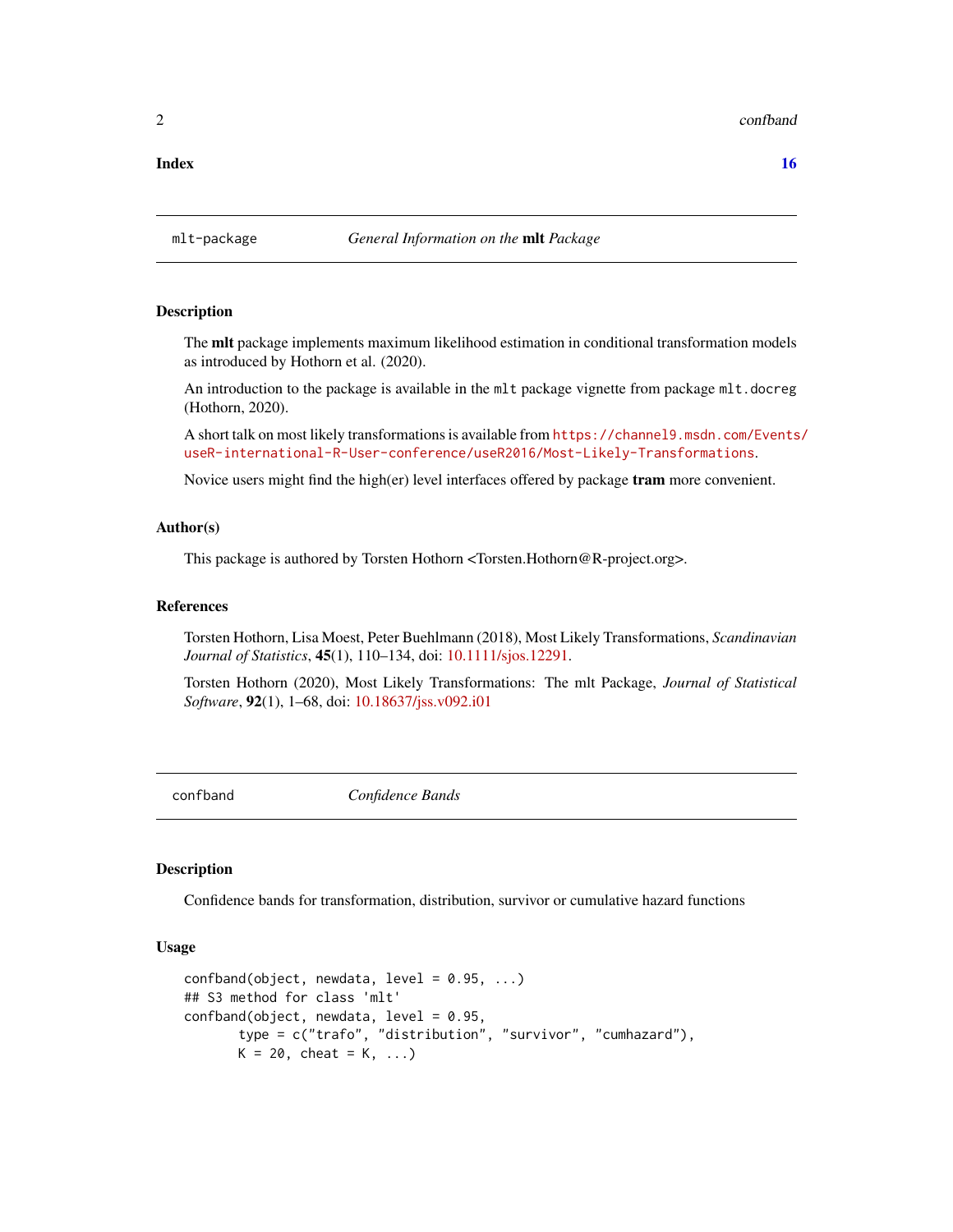**Index** **16**

---

## mlt-package — *General Information on the* **mlt** *Package*

### Description

The **mlt** package implements maximum likelihood estimation in conditional transformation models as introduced by Hothorn et al. (2020).

An introduction to the package is available in the `mlt` package vignette from package `mlt.docreg` (Hothorn, 2020).

A short talk on most likely transformations is available from https://channel9.msdn.com/Events/useR-international-R-User-conference/useR2016/Most-Likely-Transformations.

Novice users might find the high(er) level interfaces offered by package **tram** more convenient.

### Author(s)

This package is authored by Torsten Hothorn <Torsten.Hothorn@R-project.org>.

### References

Torsten Hothorn, Lisa Moest, Peter Buehlmann (2018), Most Likely Transformations, *Scandinavian Journal of Statistics*, **45**(1), 110–134, doi: 10.1111/sjos.12291.

Torsten Hothorn (2020), Most Likely Transformations: The mlt Package, *Journal of Statistical Software*, **92**(1), 1–68, doi: 10.18637/jss.v092.i01

---

## confband — *Confidence Bands*

### Description

Confidence bands for transformation, distribution, survivor or cumulative hazard functions

### Usage

```
confband(object, newdata, level = 0.95, ...)
## S3 method for class 'mlt'
confband(object, newdata, level = 0.95,
       type = c("trafo", "distribution", "survivor", "cumhazard"),
       K = 20, cheat = K, ...)
```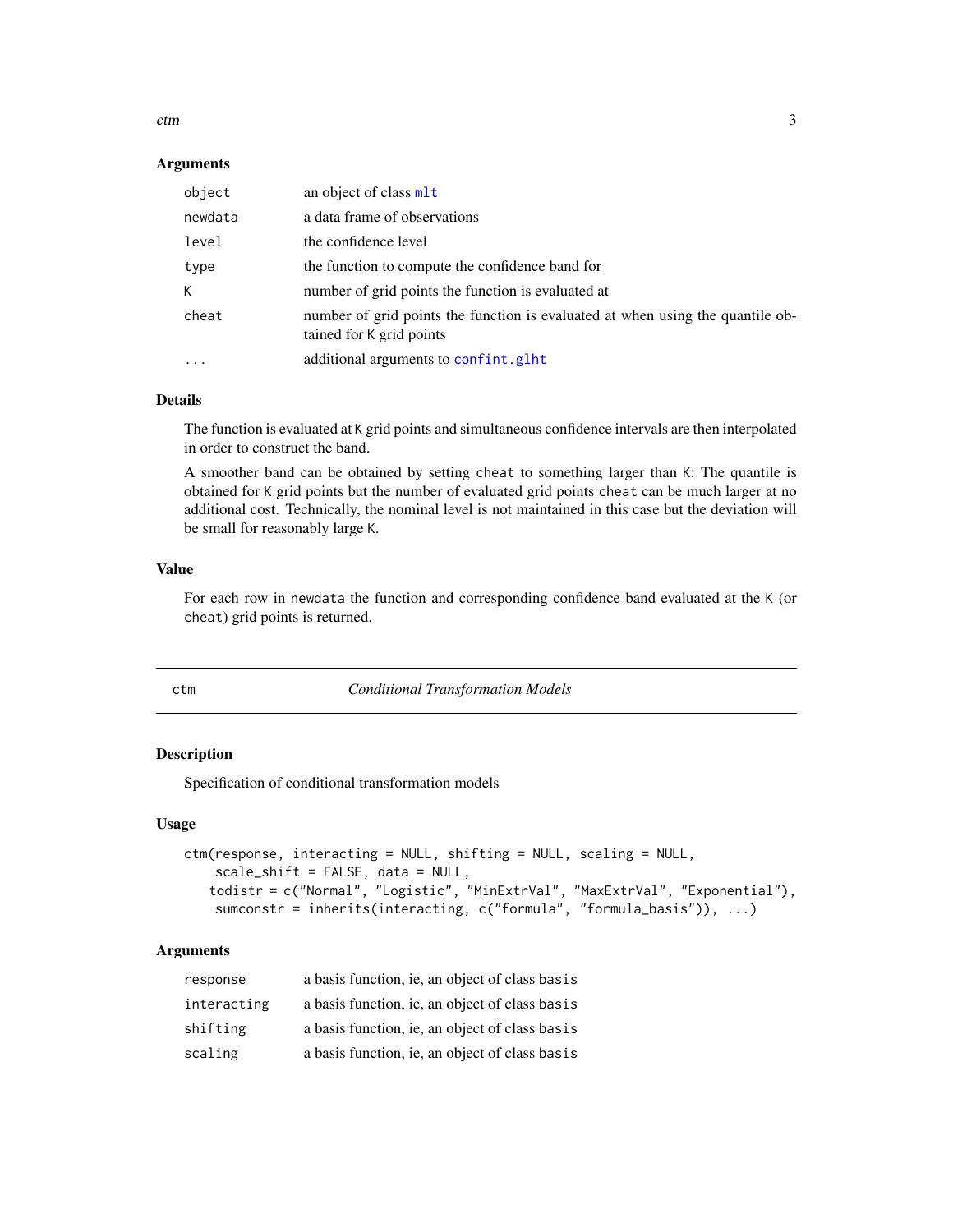### Arguments

| | |
|---|---|
| `object` | an object of class `mlt` |
| `newdata` | a data frame of observations |
| `level` | the confidence level |
| `type` | the function to compute the confidence band for |
| `K` | number of grid points the function is evaluated at |
| `cheat` | number of grid points the function is evaluated at when using the quantile obtained for `K` grid points |
| `...` | additional arguments to `confint.glht` |

### Details

The function is evaluated at `K` grid points and simultaneous confidence intervals are then interpolated in order to construct the band.

A smoother band can be obtained by setting `cheat` to something larger than `K`: The quantile is obtained for `K` grid points but the number of evaluated grid points `cheat` can be much larger at no additional cost. Technically, the nominal level is not maintained in this case but the deviation will be small for reasonably large `K`.

### Value

For each row in `newdata` the function and corresponding confidence band evaluated at the `K` (or `cheat`) grid points is returned.

---

## ctm — *Conditional Transformation Models*

---

### Description

Specification of conditional transformation models

### Usage

```
ctm(response, interacting = NULL, shifting = NULL, scaling = NULL,
     scale_shift = FALSE, data = NULL,
    todistr = c("Normal", "Logistic", "MinExtrVal", "MaxExtrVal", "Exponential"),
     sumconstr = inherits(interacting, c("formula", "formula_basis")), ...)
```

### Arguments

| | |
|---|---|
| `response` | a basis function, ie, an object of class `basis` |
| `interacting` | a basis function, ie, an object of class `basis` |
| `shifting` | a basis function, ie, an object of class `basis` |
| `scaling` | a basis function, ie, an object of class `basis` |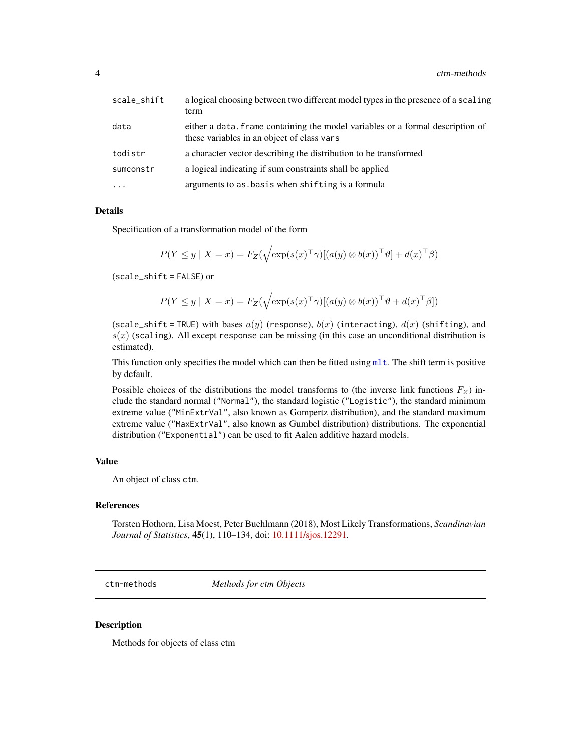| | |
|---|---|
| `scale_shift` | a logical choosing between two different model types in the presence of a `scaling` term |
| `data` | either a `data.frame` containing the model variables or a formal description of these variables in an object of class `vars` |
| `todistr` | a character vector describing the distribution to be transformed |
| `sumconstr` | a logical indicating if sum constraints shall be applied |
| `...` | arguments to `as.basis` when `shifting` is a formula |

## Details

Specification of a transformation model of the form

$$P(Y \le y \mid X = x) = F_Z(\sqrt{\exp(s(x)^\top \gamma)}[(a(y) \otimes b(x))^\top \vartheta] + d(x)^\top \beta)$$

(`scale_shift` = `FALSE`) or

$$P(Y \le y \mid X = x) = F_Z(\sqrt{\exp(s(x)^\top \gamma)}[(a(y) \otimes b(x))^\top \vartheta + d(x)^\top \beta])$$

(`scale_shift` = `TRUE`) with bases $a(y)$ (`response`), $b(x)$ (`interacting`), $d(x)$ (`shifting`), and $s(x)$ (`scaling`). All except `response` can be missing (in this case an unconditional distribution is estimated).

This function only specifies the model which can then be fitted using `mlt`. The shift term is positive by default.

Possible choices of the distributions the model transforms to (the inverse link functions $F_Z$) include the standard normal (`"Normal"`), the standard logistic (`"Logistic"`), the standard minimum extreme value (`"MinExtrVal"`, also known as Gompertz distribution), and the standard maximum extreme value (`"MaxExtrVal"`, also known as Gumbel distribution) distributions. The exponential distribution (`"Exponential"`) can be used to fit Aalen additive hazard models.

## Value

An object of class `ctm`.

## References

Torsten Hothorn, Lisa Moest, Peter Buehlmann (2018), Most Likely Transformations, *Scandinavian Journal of Statistics*, **45**(1), 110–134, doi: 10.1111/sjos.12291.

---

# ctm-methods — *Methods for ctm Objects*

## Description

Methods for objects of class ctm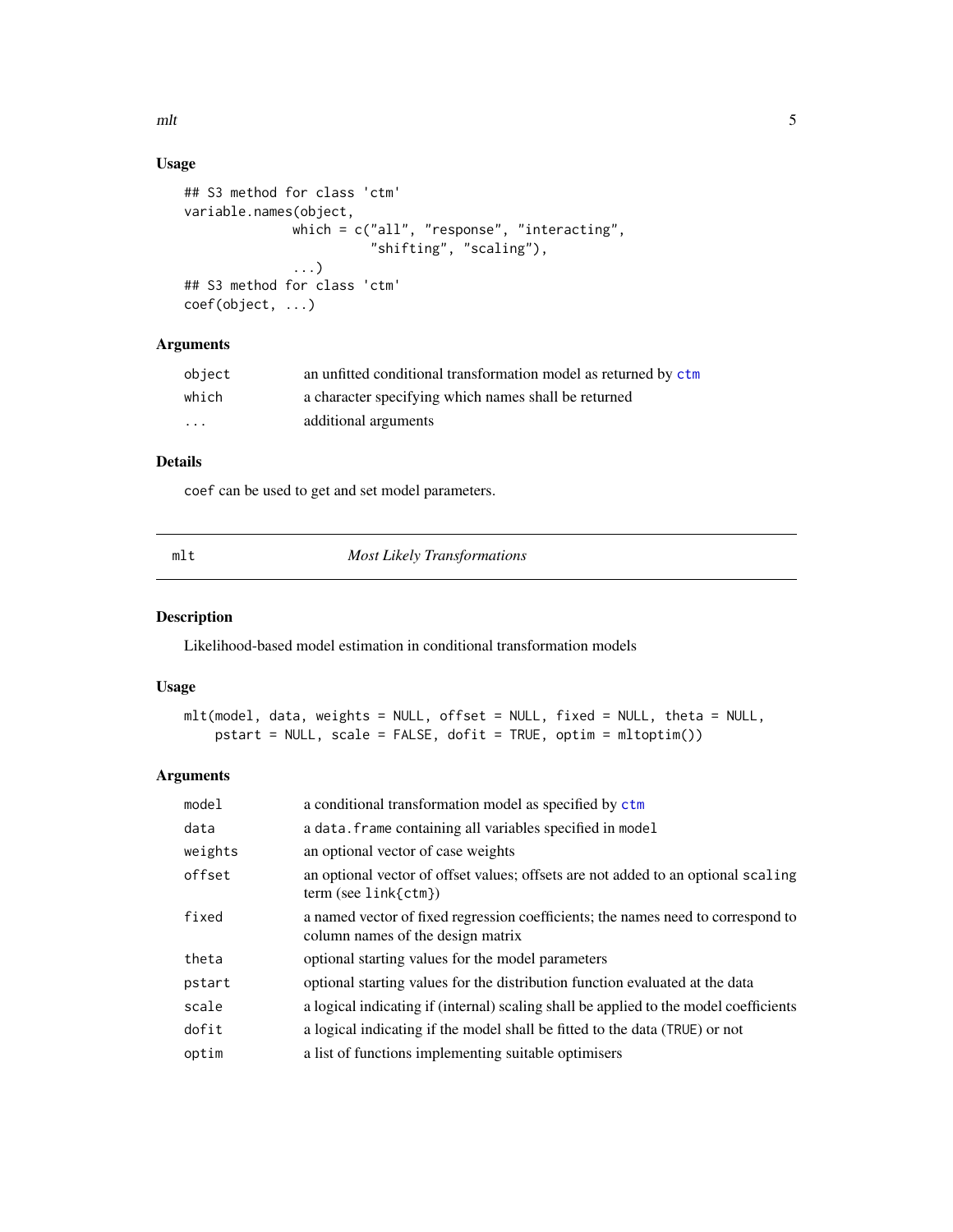### Usage

```
## S3 method for class 'ctm'
variable.names(object,
               which = c("all", "response", "interacting",
                         "shifting", "scaling"),
               ...)
## S3 method for class 'ctm'
coef(object, ...)
```

### Arguments

| | |
|---|---|
| object | an unfitted conditional transformation model as returned by ctm |
| which | a character specifying which names shall be returned |
| ... | additional arguments |

### Details

coef can be used to get and set model parameters.

---

## mlt — *Most Likely Transformations*

---

### Description

Likelihood-based model estimation in conditional transformation models

### Usage

```
mlt(model, data, weights = NULL, offset = NULL, fixed = NULL, theta = NULL,
    pstart = NULL, scale = FALSE, dofit = TRUE, optim = mltoptim())
```

### Arguments

| | |
|---|---|
| model | a conditional transformation model as specified by ctm |
| data | a data.frame containing all variables specified in model |
| weights | an optional vector of case weights |
| offset | an optional vector of offset values; offsets are not added to an optional scaling term (see link{ctm}) |
| fixed | a named vector of fixed regression coefficients; the names need to correspond to column names of the design matrix |
| theta | optional starting values for the model parameters |
| pstart | optional starting values for the distribution function evaluated at the data |
| scale | a logical indicating if (internal) scaling shall be applied to the model coefficients |
| dofit | a logical indicating if the model shall be fitted to the data (TRUE) or not |
| optim | a list of functions implementing suitable optimisers |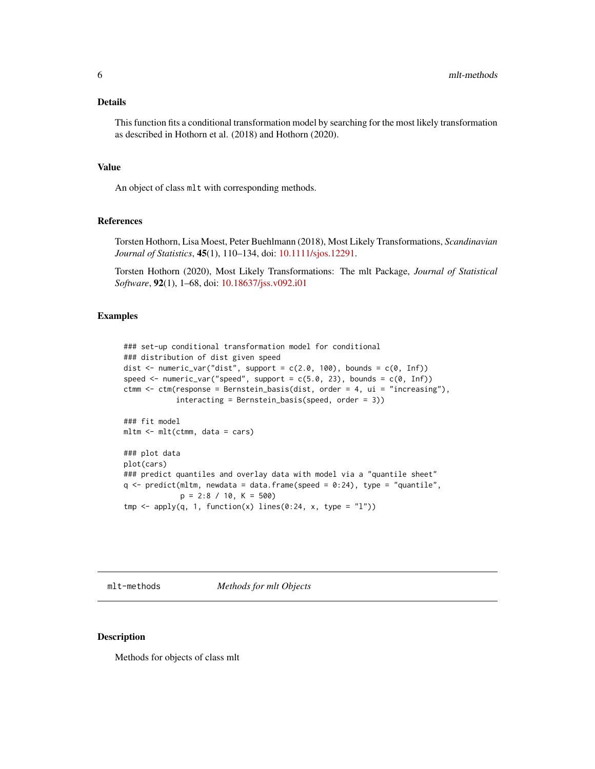## Details

This function fits a conditional transformation model by searching for the most likely transformation as described in Hothorn et al. (2018) and Hothorn (2020).

## Value

An object of class `mlt` with corresponding methods.

## References

Torsten Hothorn, Lisa Moest, Peter Buehlmann (2018), Most Likely Transformations, *Scandinavian Journal of Statistics*, **45**(1), 110–134, doi: 10.1111/sjos.12291.

Torsten Hothorn (2020), Most Likely Transformations: The mlt Package, *Journal of Statistical Software*, **92**(1), 1–68, doi: 10.18637/jss.v092.i01

## Examples

```
### set-up conditional transformation model for conditional
### distribution of dist given speed
dist <- numeric_var("dist", support = c(2.0, 100), bounds = c(0, Inf))
speed <- numeric_var("speed", support = c(5.0, 23), bounds = c(0, Inf))
ctmm <- ctm(response = Bernstein_basis(dist, order = 4, ui = "increasing"),
            interacting = Bernstein_basis(speed, order = 3))

### fit model
mltm <- mlt(ctmm, data = cars)

### plot data
plot(cars)
### predict quantiles and overlay data with model via a "quantile sheet"
q <- predict(mltm, newdata = data.frame(speed = 0:24), type = "quantile",
             p = 2:8 / 10, K = 500)
tmp <- apply(q, 1, function(x) lines(0:24, x, type = "l"))
```

---

# mlt-methods &nbsp;&nbsp;&nbsp;&nbsp; *Methods for mlt Objects*

## Description

Methods for objects of class mlt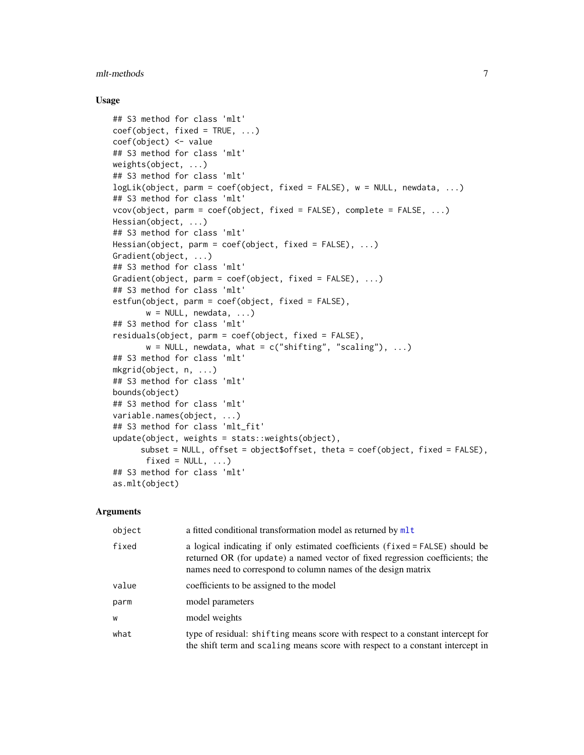### Usage

```
## S3 method for class 'mlt'
coef(object, fixed = TRUE, ...)
coef(object) <- value
## S3 method for class 'mlt'
weights(object, ...)
## S3 method for class 'mlt'
logLik(object, parm = coef(object, fixed = FALSE), w = NULL, newdata, ...)
## S3 method for class 'mlt'
vcov(object, parm = coef(object, fixed = FALSE), complete = FALSE, ...)
Hessian(object, ...)
## S3 method for class 'mlt'
Hessian(object, parm = coef(object, fixed = FALSE), ...)
Gradient(object, ...)
## S3 method for class 'mlt'
Gradient(object, parm = coef(object, fixed = FALSE), ...)
## S3 method for class 'mlt'
estfun(object, parm = coef(object, fixed = FALSE),
       w = NULL, newdata, ...)
## S3 method for class 'mlt'
residuals(object, parm = coef(object, fixed = FALSE),
       w = NULL, newdata, what = c("shifting", "scaling"), ...)
## S3 method for class 'mlt'
mkgrid(object, n, ...)
## S3 method for class 'mlt'
bounds(object)
## S3 method for class 'mlt'
variable.names(object, ...)
## S3 method for class 'mlt_fit'
update(object, weights = stats::weights(object),
      subset = NULL, offset = object$offset, theta = coef(object, fixed = FALSE),
       fixed = NULL, ...)
## S3 method for class 'mlt'
as.mlt(object)
```

### Arguments

| | |
|---|---|
| `object` | a fitted conditional transformation model as returned by `mlt` |
| `fixed` | a logical indicating if only estimated coefficients (`fixed = FALSE`) should be returned OR (for `update`) a named vector of fixed regression coefficients; the names need to correspond to column names of the design matrix |
| `value` | coefficients to be assigned to the model |
| `parm` | model parameters |
| `w` | model weights |
| `what` | type of residual: `shifting` means score with respect to a constant intercept for the shift term and `scaling` means score with respect to a constant intercept in |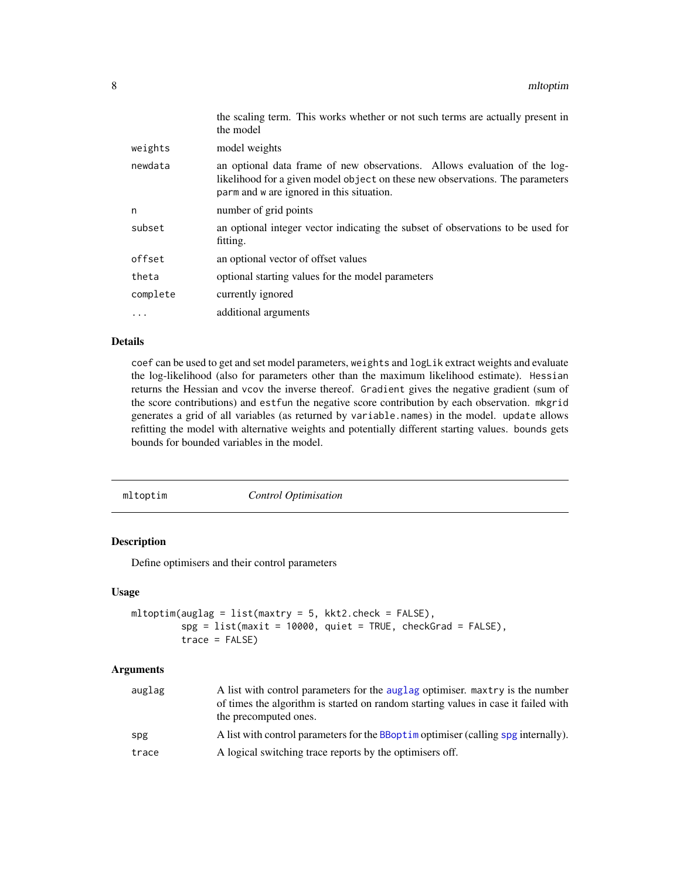| | |
|---|---|
| | the scaling term. This works whether or not such terms are actually present in the model |
| `weights` | model weights |
| `newdata` | an optional data frame of new observations. Allows evaluation of the log-likelihood for a given model `object` on these new observations. The parameters `parm` and `w` are ignored in this situation. |
| `n` | number of grid points |
| `subset` | an optional integer vector indicating the subset of observations to be used for fitting. |
| `offset` | an optional vector of offset values |
| `theta` | optional starting values for the model parameters |
| `complete` | currently ignored |
| `...` | additional arguments |

### Details

`coef` can be used to get and set model parameters, `weights` and `logLik` extract weights and evaluate the log-likelihood (also for parameters other than the maximum likelihood estimate). `Hessian` returns the Hessian and `vcov` the inverse thereof. `Gradient` gives the negative gradient (sum of the score contributions) and `estfun` the negative score contribution by each observation. `mkgrid` generates a grid of all variables (as returned by `variable.names`) in the model. `update` allows refitting the model with alternative weights and potentially different starting values. `bounds` gets bounds for bounded variables in the model.

---

## mltoptim — *Control Optimisation*

### Description

Define optimisers and their control parameters

### Usage

```
mltoptim(auglag = list(maxtry = 5, kkt2.check = FALSE),
         spg = list(maxit = 10000, quiet = TRUE, checkGrad = FALSE),
         trace = FALSE)
```

### Arguments

| | |
|---|---|
| `auglag` | A list with control parameters for the `auglag` optimiser. `maxtry` is the number of times the algorithm is started on random starting values in case it failed with the precomputed ones. |
| `spg` | A list with control parameters for the `BBoptim` optimiser (calling `spg` internally). |
| `trace` | A logical switching trace reports by the optimisers off. |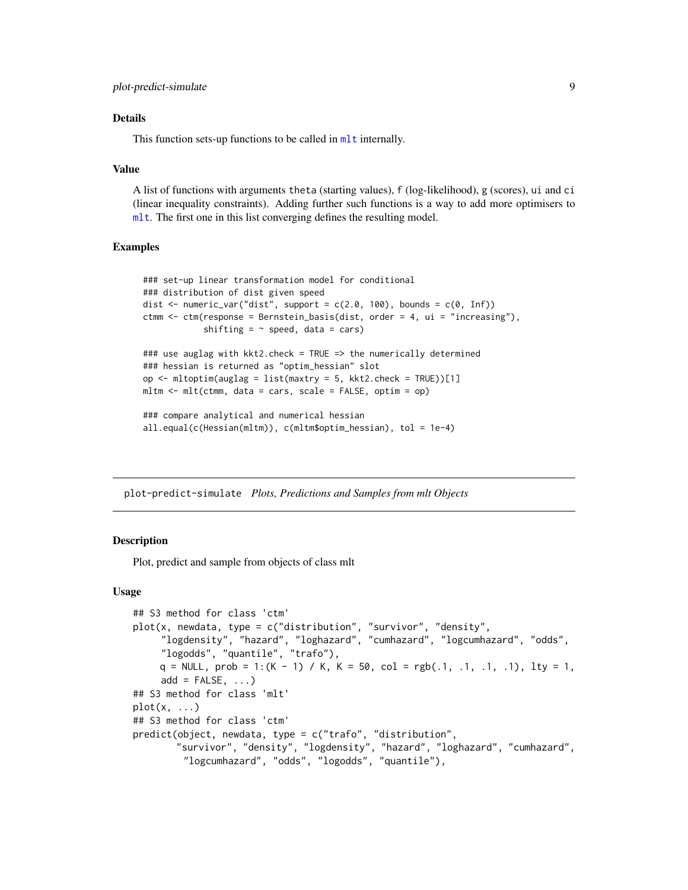### Details

This function sets-up functions to be called in `mlt` internally.

### Value

A list of functions with arguments `theta` (starting values), `f` (log-likelihood), `g` (scores), `ui` and `ci` (linear inequality constraints). Adding further such functions is a way to add more optimisers to `mlt`. The first one in this list converging defines the resulting model.

### Examples

```
### set-up linear transformation model for conditional
### distribution of dist given speed
dist <- numeric_var("dist", support = c(2.0, 100), bounds = c(0, Inf))
ctmm <- ctm(response = Bernstein_basis(dist, order = 4, ui = "increasing"),
            shifting = ~ speed, data = cars)

### use auglag with kkt2.check = TRUE => the numerically determined
### hessian is returned as "optim_hessian" slot
op <- mltoptim(auglag = list(maxtry = 5, kkt2.check = TRUE))[1]
mltm <- mlt(ctmm, data = cars, scale = FALSE, optim = op)

### compare analytical and numerical hessian
all.equal(c(Hessian(mltm)), c(mltm$optim_hessian), tol = 1e-4)
```

---

## plot-predict-simulate *Plots, Predictions and Samples from mlt Objects*

---

### Description

Plot, predict and sample from objects of class mlt

### Usage

```
## S3 method for class 'ctm'
plot(x, newdata, type = c("distribution", "survivor", "density",
     "logdensity", "hazard", "loghazard", "cumhazard", "logcumhazard", "odds",
     "logodds", "quantile", "trafo"),
     q = NULL, prob = 1:(K - 1) / K, K = 50, col = rgb(.1, .1, .1, .1), lty = 1,
     add = FALSE, ...)
## S3 method for class 'mlt'
plot(x, ...)
## S3 method for class 'ctm'
predict(object, newdata, type = c("trafo", "distribution",
       "survivor", "density", "logdensity", "hazard", "loghazard", "cumhazard",
        "logcumhazard", "odds", "logodds", "quantile"),
```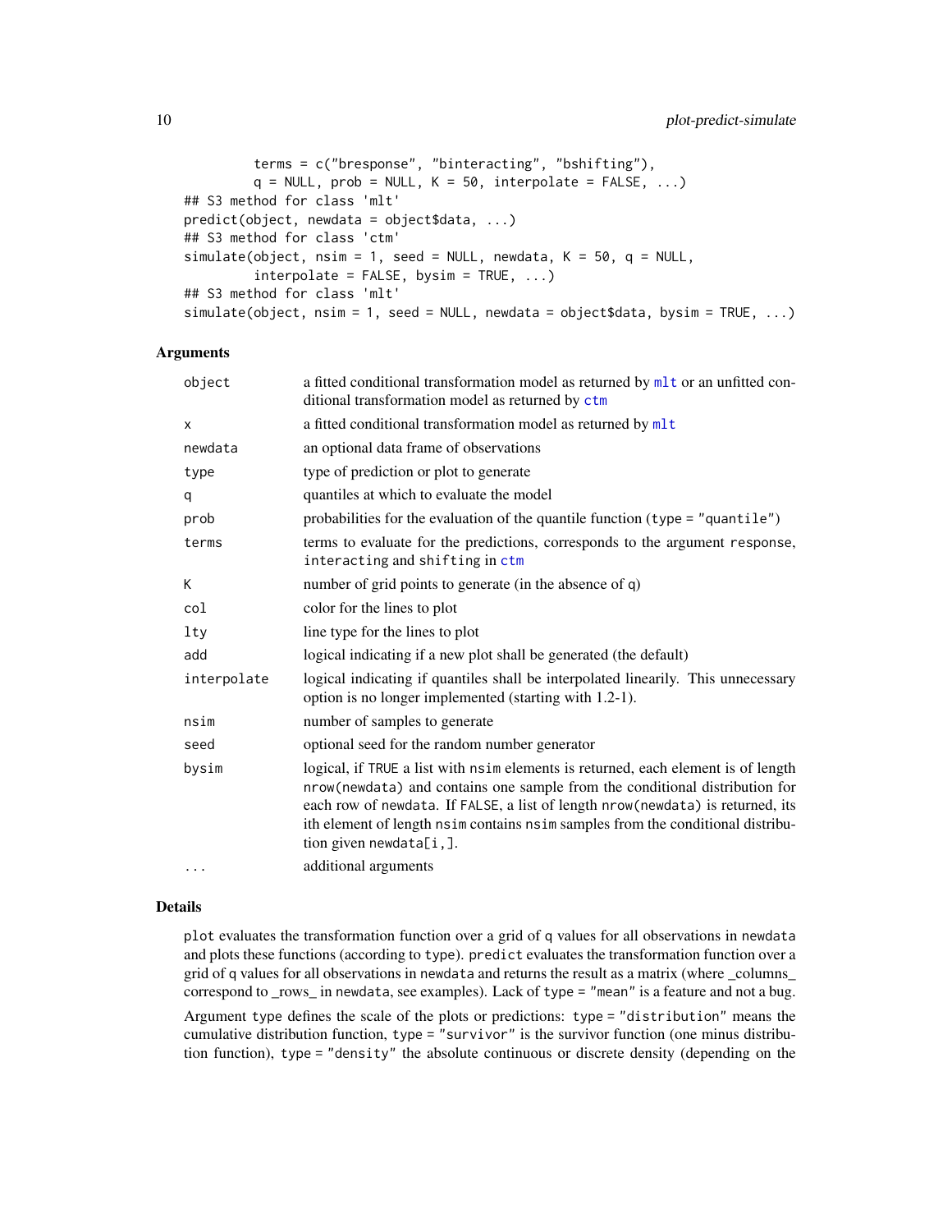```
        terms = c("bresponse", "binteracting", "bshifting"),
        q = NULL, prob = NULL, K = 50, interpolate = FALSE, ...)
## S3 method for class 'mlt'
predict(object, newdata = object$data, ...)
## S3 method for class 'ctm'
simulate(object, nsim = 1, seed = NULL, newdata, K = 50, q = NULL,
        interpolate = FALSE, bysim = TRUE, ...)
## S3 method for class 'mlt'
simulate(object, nsim = 1, seed = NULL, newdata = object$data, bysim = TRUE, ...)
```

## Arguments

| | |
|---|---|
| `object` | a fitted conditional transformation model as returned by `mlt` or an unfitted conditional transformation model as returned by `ctm` |
| `x` | a fitted conditional transformation model as returned by `mlt` |
| `newdata` | an optional data frame of observations |
| `type` | type of prediction or plot to generate |
| `q` | quantiles at which to evaluate the model |
| `prob` | probabilities for the evaluation of the quantile function (`type = "quantile"`) |
| `terms` | terms to evaluate for the predictions, corresponds to the argument `response`, `interacting` and `shifting` in `ctm` |
| `K` | number of grid points to generate (in the absence of `q`) |
| `col` | color for the lines to plot |
| `lty` | line type for the lines to plot |
| `add` | logical indicating if a new plot shall be generated (the default) |
| `interpolate` | logical indicating if quantiles shall be interpolated linearly. This unnecessary option is no longer implemented (starting with 1.2-1). |
| `nsim` | number of samples to generate |
| `seed` | optional seed for the random number generator |
| `bysim` | logical, if `TRUE` a list with `nsim` elements is returned, each element is of length `nrow(newdata)` and contains one sample from the conditional distribution for each row of `newdata`. If `FALSE`, a list of length `nrow(newdata)` is returned, its ith element of length `nsim` contains `nsim` samples from the conditional distribution given `newdata[i,]`. |
| `...` | additional arguments |

## Details

`plot` evaluates the transformation function over a grid of `q` values for all observations in `newdata` and plots these functions (according to `type`). `predict` evaluates the transformation function over a grid of `q` values for all observations in `newdata` and returns the result as a matrix (where _columns_ correspond to _rows_ in `newdata`, see examples). Lack of `type = "mean"` is a feature and not a bug.

Argument `type` defines the scale of the plots or predictions: `type = "distribution"` means the cumulative distribution function, `type = "survivor"` is the survivor function (one minus distribution function), `type = "density"` the absolute continuous or discrete density (depending on the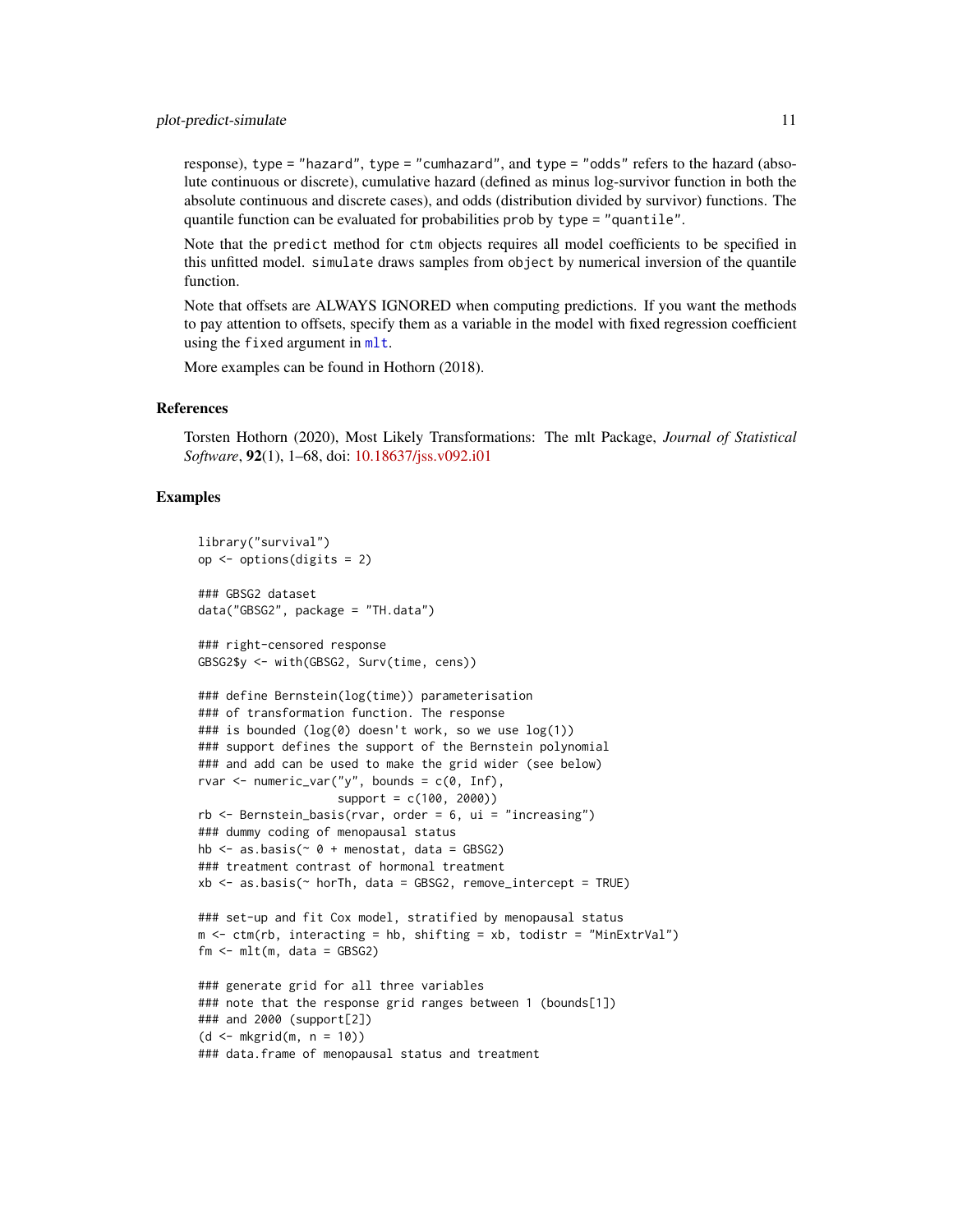response), `type = "hazard"`, `type = "cumhazard"`, and `type = "odds"` refers to the hazard (absolute continuous or discrete), cumulative hazard (defined as minus log-survivor function in both the absolute continuous and discrete cases), and odds (distribution divided by survivor) functions. The quantile function can be evaluated for probabilities `prob` by `type = "quantile"`.

Note that the `predict` method for `ctm` objects requires all model coefficients to be specified in this unfitted model. `simulate` draws samples from `object` by numerical inversion of the quantile function.

Note that offsets are ALWAYS IGNORED when computing predictions. If you want the methods to pay attention to offsets, specify them as a variable in the model with fixed regression coefficient using the `fixed` argument in `mlt`.

More examples can be found in Hothorn (2018).

### References

Torsten Hothorn (2020), Most Likely Transformations: The mlt Package, *Journal of Statistical Software*, **92**(1), 1–68, doi: 10.18637/jss.v092.i01

### Examples

```
library("survival")
op <- options(digits = 2)

### GBSG2 dataset
data("GBSG2", package = "TH.data")

### right-censored response
GBSG2$y <- with(GBSG2, Surv(time, cens))

### define Bernstein(log(time)) parameterisation
### of transformation function. The response
### is bounded (log(0) doesn't work, so we use log(1))
### support defines the support of the Bernstein polynomial
### and add can be used to make the grid wider (see below)
rvar <- numeric_var("y", bounds = c(0, Inf),
                    support = c(100, 2000))
rb <- Bernstein_basis(rvar, order = 6, ui = "increasing")
### dummy coding of menopausal status
hb <- as.basis(~ 0 + menostat, data = GBSG2)
### treatment contrast of hormonal treatment
xb <- as.basis(~ horTh, data = GBSG2, remove_intercept = TRUE)

### set-up and fit Cox model, stratified by menopausal status
m <- ctm(rb, interacting = hb, shifting = xb, todistr = "MinExtrVal")
fm <- mlt(m, data = GBSG2)

### generate grid for all three variables
### note that the response grid ranges between 1 (bounds[1])
### and 2000 (support[2])
(d <- mkgrid(m, n = 10))
### data.frame of menopausal status and treatment
```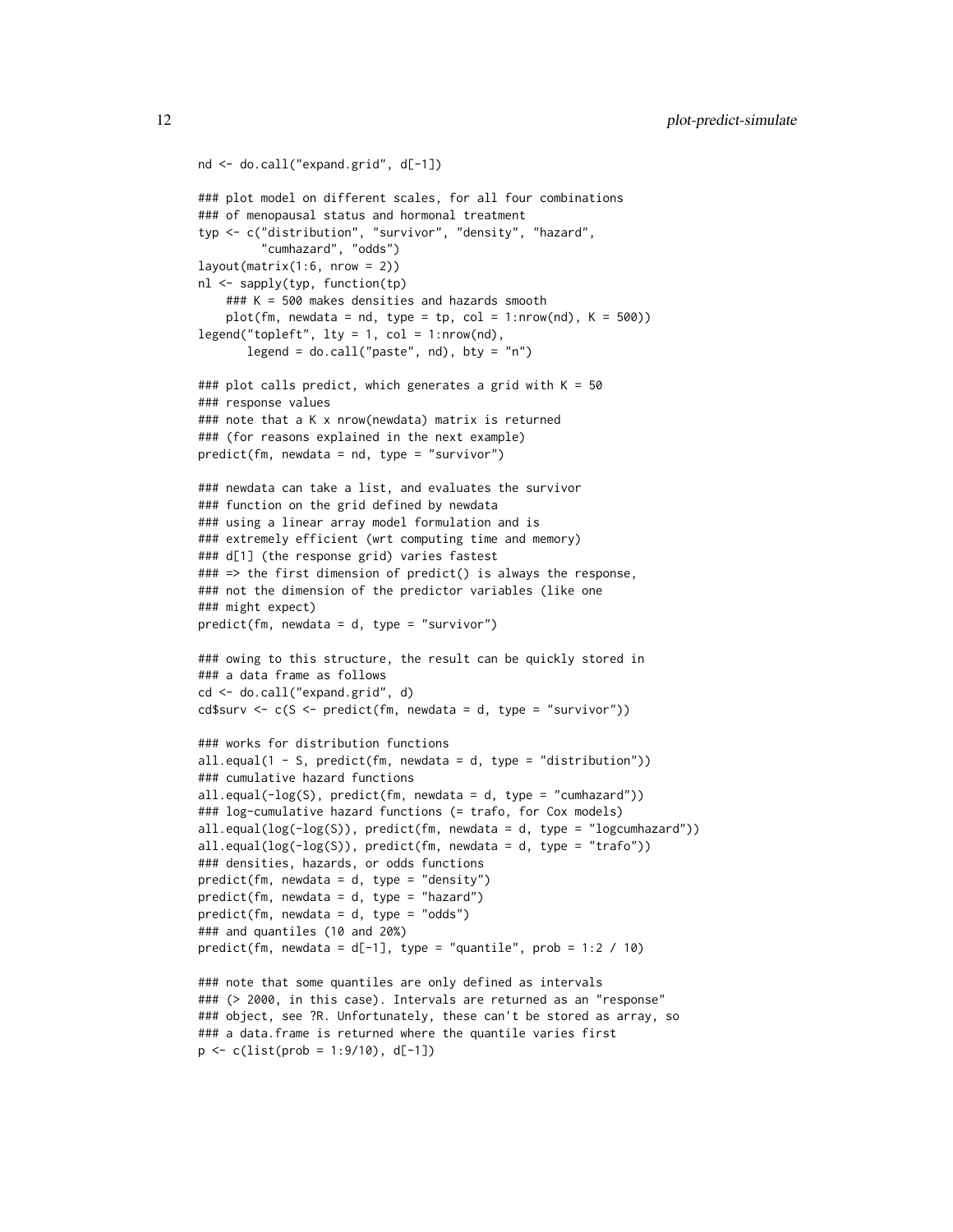```
nd <- do.call("expand.grid", d[-1])

### plot model on different scales, for all four combinations
### of menopausal status and hormonal treatment
typ <- c("distribution", "survivor", "density", "hazard",
         "cumhazard", "odds")
layout(matrix(1:6, nrow = 2))
nl <- sapply(typ, function(tp)
    ### K = 500 makes densities and hazards smooth
    plot(fm, newdata = nd, type = tp, col = 1:nrow(nd), K = 500))
legend("topleft", lty = 1, col = 1:nrow(nd),
       legend = do.call("paste", nd), bty = "n")

### plot calls predict, which generates a grid with K = 50
### response values
### note that a K x nrow(newdata) matrix is returned
### (for reasons explained in the next example)
predict(fm, newdata = nd, type = "survivor")

### newdata can take a list, and evaluates the survivor
### function on the grid defined by newdata
### using a linear array model formulation and is
### extremely efficient (wrt computing time and memory)
### d[1] (the response grid) varies fastest
### => the first dimension of predict() is always the response,
### not the dimension of the predictor variables (like one
### might expect)
predict(fm, newdata = d, type = "survivor")

### owing to this structure, the result can be quickly stored in
### a data frame as follows
cd <- do.call("expand.grid", d)
cd$surv <- c(S <- predict(fm, newdata = d, type = "survivor"))

### works for distribution functions
all.equal(1 - S, predict(fm, newdata = d, type = "distribution"))
### cumulative hazard functions
all.equal(-log(S), predict(fm, newdata = d, type = "cumhazard"))
### log-cumulative hazard functions (= trafo, for Cox models)
all.equal(log(-log(S)), predict(fm, newdata = d, type = "logcumhazard"))
all.equal(log(-log(S)), predict(fm, newdata = d, type = "trafo"))
### densities, hazards, or odds functions
predict(fm, newdata = d, type = "density")
predict(fm, newdata = d, type = "hazard")
predict(fm, newdata = d, type = "odds")
### and quantiles (10 and 20%)
predict(fm, newdata = d[-1], type = "quantile", prob = 1:2 / 10)

### note that some quantiles are only defined as intervals
### (> 2000, in this case). Intervals are returned as an "response"
### object, see ?R. Unfortunately, these can't be stored as array, so
### a data.frame is returned where the quantile varies first
p <- c(list(prob = 1:9/10), d[-1])
```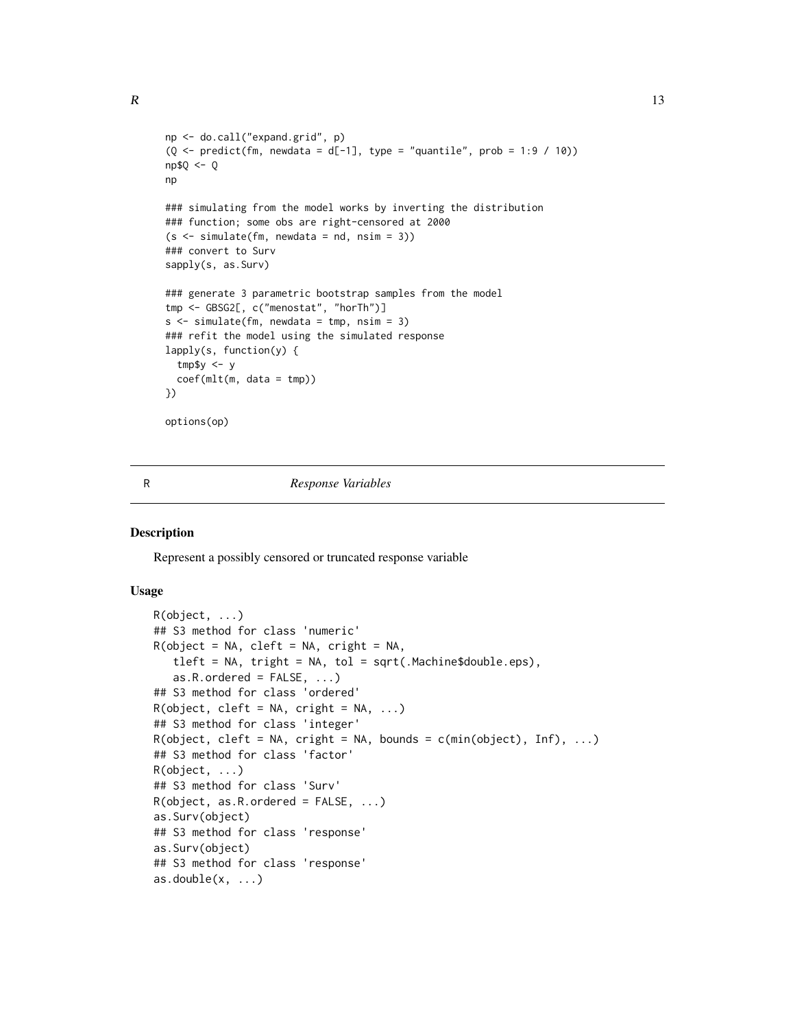```
np <- do.call("expand.grid", p)
(Q <- predict(fm, newdata = d[-1], type = "quantile", prob = 1:9 / 10))
np$Q <- Q
np

### simulating from the model works by inverting the distribution
### function; some obs are right-censored at 2000
(s <- simulate(fm, newdata = nd, nsim = 3))
### convert to Surv
sapply(s, as.Surv)

### generate 3 parametric bootstrap samples from the model
tmp <- GBSG2[, c("menostat", "horTh")]
s <- simulate(fm, newdata = tmp, nsim = 3)
### refit the model using the simulated response
lapply(s, function(y) {
  tmp$y <- y
  coef(mlt(m, data = tmp))
})

options(op)
```

---

R *Response Variables*

---

## Description

Represent a possibly censored or truncated response variable

## Usage

```
R(object, ...)
## S3 method for class 'numeric'
R(object = NA, cleft = NA, cright = NA,
   tleft = NA, tright = NA, tol = sqrt(.Machine$double.eps),
   as.R.ordered = FALSE, ...)
## S3 method for class 'ordered'
R(object, cleft = NA, cright = NA, ...)
## S3 method for class 'integer'
R(object, cleft = NA, cright = NA, bounds = c(min(object), Inf), ...)
## S3 method for class 'factor'
R(object, ...)
## S3 method for class 'Surv'
R(object, as.R.ordered = FALSE, ...)
as.Surv(object)
## S3 method for class 'response'
as.Surv(object)
## S3 method for class 'response'
as.double(x, ...)
```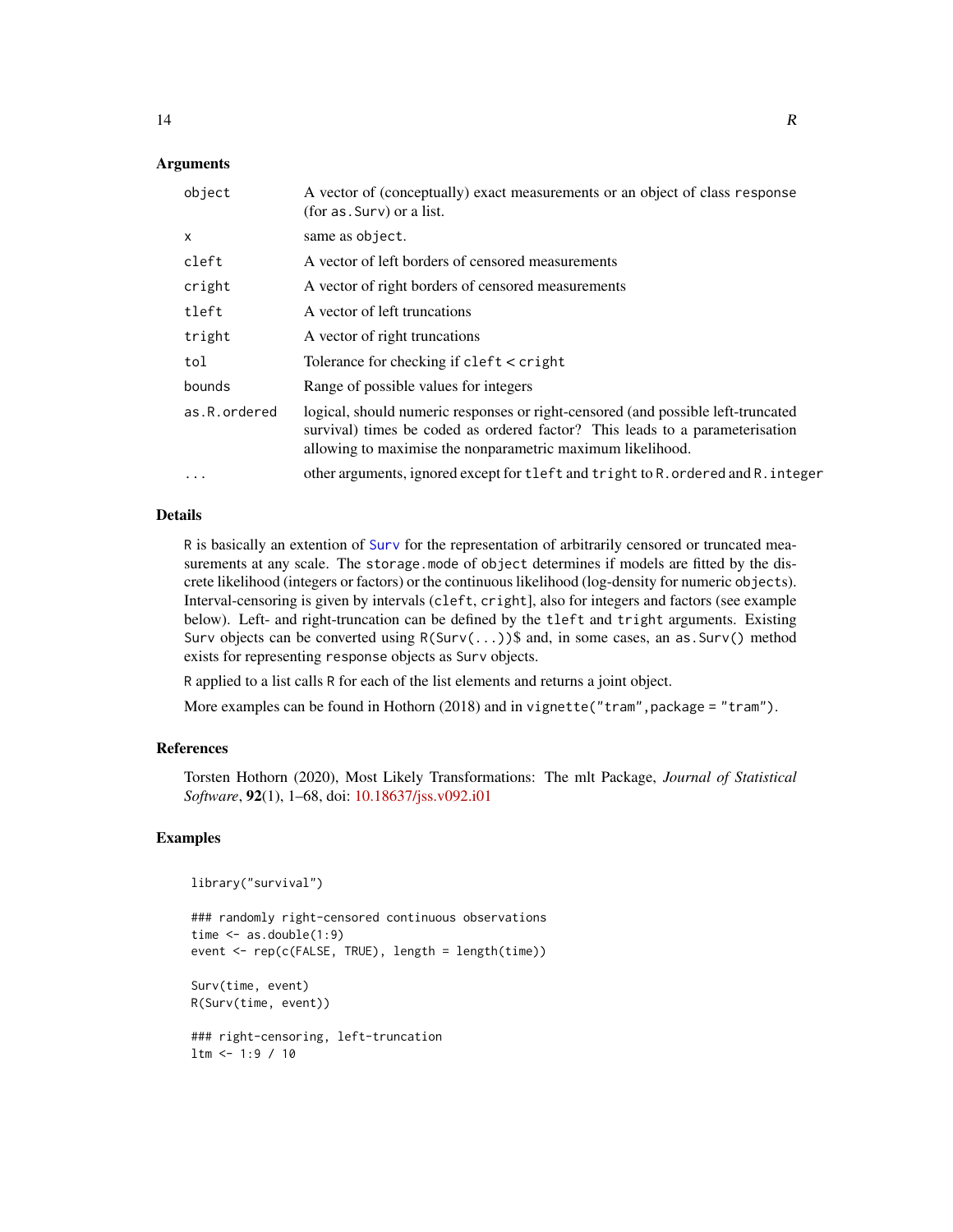## Arguments

| | |
|---|---|
| `object` | A vector of (conceptually) exact measurements or an object of class `response` (for `as.Surv`) or a list. |
| `x` | same as `object`. |
| `cleft` | A vector of left borders of censored measurements |
| `cright` | A vector of right borders of censored measurements |
| `tleft` | A vector of left truncations |
| `tright` | A vector of right truncations |
| `tol` | Tolerance for checking if `cleft < cright` |
| `bounds` | Range of possible values for integers |
| `as.R.ordered` | logical, should numeric responses or right-censored (and possible left-truncated survival) times be coded as ordered factor? This leads to a parameterisation allowing to maximise the nonparametric maximum likelihood. |
| `...` | other arguments, ignored except for `tleft` and `tright` to `R.ordered` and `R.integer` |

## Details

`R` is basically an extention of `Surv` for the representation of arbitrarily censored or truncated measurements at any scale. The `storage.mode` of `object` determines if models are fitted by the discrete likelihood (integers or factors) or the continuous likelihood (log-density for numeric `object`s). Interval-censoring is given by intervals (`cleft`, `cright`], also for integers and factors (see example below). Left- and right-truncation can be defined by the `tleft` and `tright` arguments. Existing `Surv` objects can be converted using `R(Surv(...))$` and, in some cases, an `as.Surv()` method exists for representing `response` objects as `Surv` objects.

`R` applied to a list calls `R` for each of the list elements and returns a joint object.

More examples can be found in Hothorn (2018) and in `vignette("tram",package = "tram")`.

## References

Torsten Hothorn (2020), Most Likely Transformations: The mlt Package, *Journal of Statistical Software*, **92**(1), 1–68, doi: 10.18637/jss.v092.i01

## Examples

```
library("survival")

### randomly right-censored continuous observations
time <- as.double(1:9)
event <- rep(c(FALSE, TRUE), length = length(time))

Surv(time, event)
R(Surv(time, event))

### right-censoring, left-truncation
ltm <- 1:9 / 10
```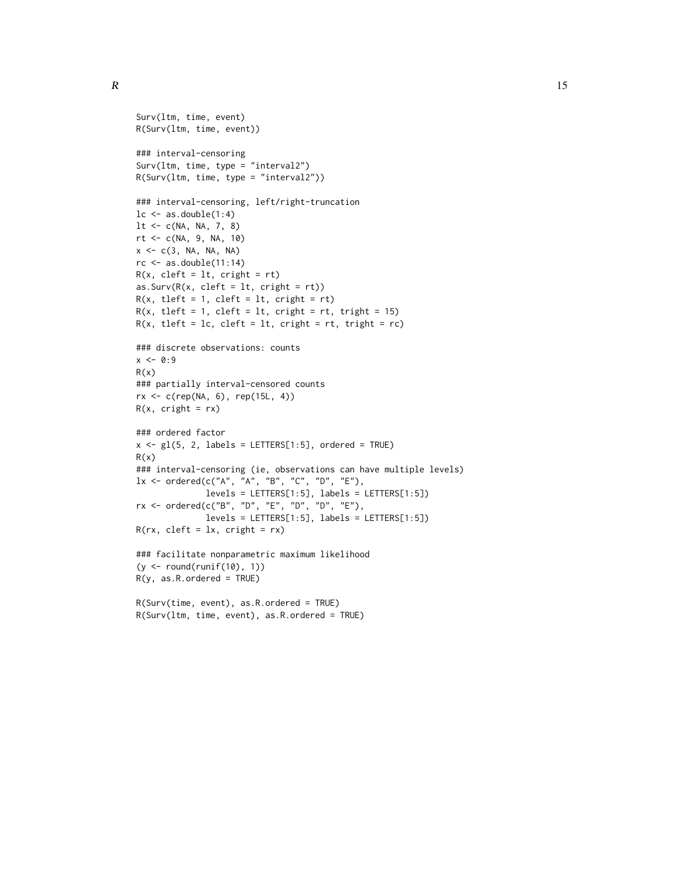```
Surv(ltm, time, event)
R(Surv(ltm, time, event))

### interval-censoring
Surv(ltm, time, type = "interval2")
R(Surv(ltm, time, type = "interval2"))

### interval-censoring, left/right-truncation
lc <- as.double(1:4)
lt <- c(NA, NA, 7, 8)
rt <- c(NA, 9, NA, 10)
x <- c(3, NA, NA, NA)
rc <- as.double(11:14)
R(x, cleft = lt, cright = rt)
as.Surv(R(x, cleft = lt, cright = rt))
R(x, tleft = 1, cleft = lt, cright = rt)
R(x, tleft = 1, cleft = lt, cright = rt, tright = 15)
R(x, tleft = lc, cleft = lt, cright = rt, tright = rc)

### discrete observations: counts
x <- 0:9
R(x)
### partially interval-censored counts
rx <- c(rep(NA, 6), rep(15L, 4))
R(x, cright = rx)

### ordered factor
x <- gl(5, 2, labels = LETTERS[1:5], ordered = TRUE)
R(x)
### interval-censoring (ie, observations can have multiple levels)
lx <- ordered(c("A", "A", "B", "C", "D", "E"),
              levels = LETTERS[1:5], labels = LETTERS[1:5])
rx <- ordered(c("B", "D", "E", "D", "D", "E"),
              levels = LETTERS[1:5], labels = LETTERS[1:5])
R(rx, cleft = lx, cright = rx)

### facilitate nonparametric maximum likelihood
(y <- round(runif(10), 1))
R(y, as.R.ordered = TRUE)

R(Surv(time, event), as.R.ordered = TRUE)
R(Surv(ltm, time, event), as.R.ordered = TRUE)
```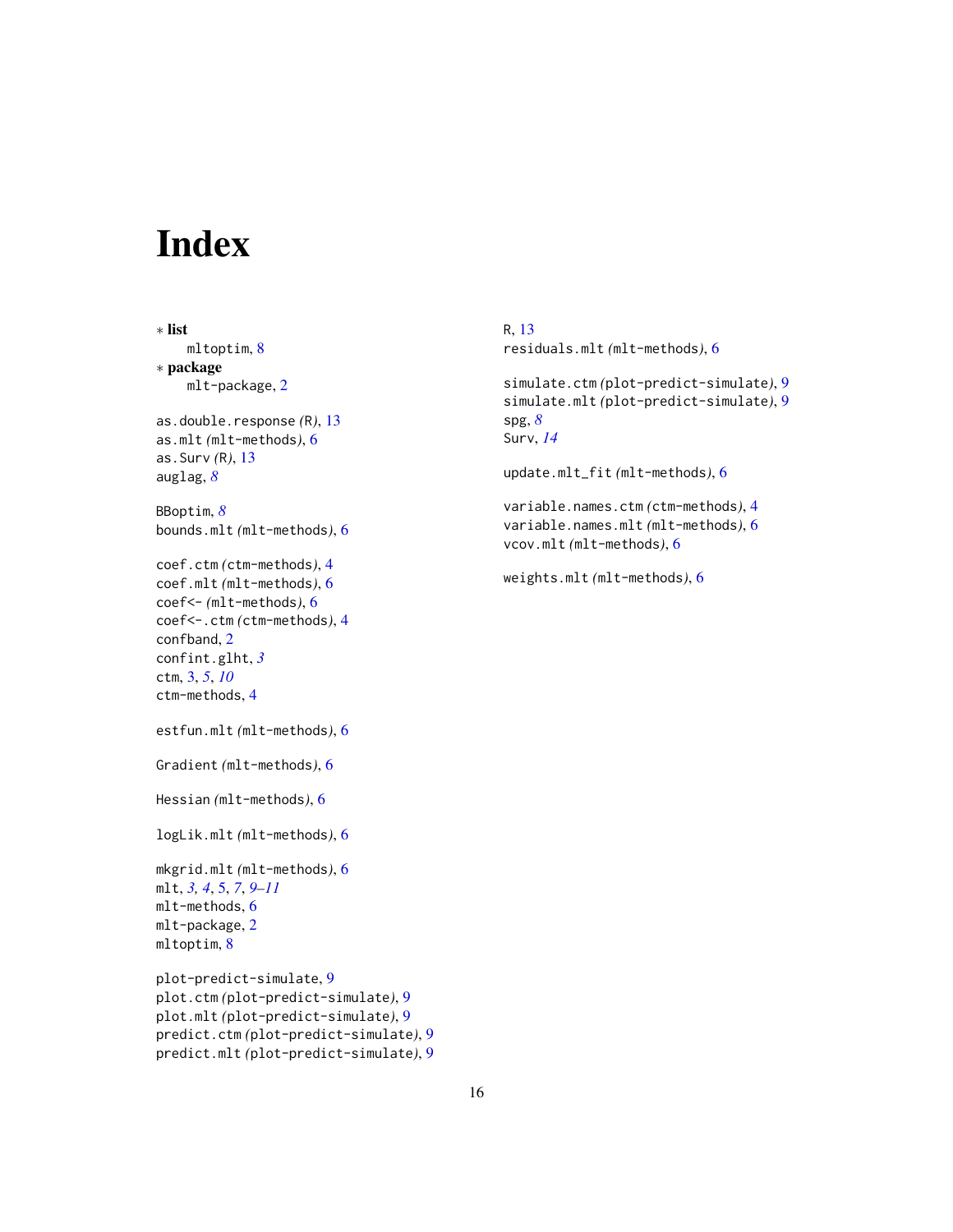# Index

∗ **list**

mltoptim, 8

∗ **package**

mlt-package, 2

as.double.response *(*R*)*, 13
as.mlt *(*mlt-methods*)*, 6
as.Surv *(*R*)*, 13
auglag, *8*

BBoptim, *8*
bounds.mlt *(*mlt-methods*)*, 6

coef.ctm *(*ctm-methods*)*, 4
coef.mlt *(*mlt-methods*)*, 6
coef<- *(*mlt-methods*)*, 6
coef<-.ctm *(*ctm-methods*)*, 4
confband, 2
confint.glht, *3*
ctm, 3, *5*, *10*
ctm-methods, 4

estfun.mlt *(*mlt-methods*)*, 6

Gradient *(*mlt-methods*)*, 6

Hessian *(*mlt-methods*)*, 6

logLik.mlt *(*mlt-methods*)*, 6

mkgrid.mlt *(*mlt-methods*)*, 6
mlt, *3, 4*, 5, *7*, *9–11*
mlt-methods, 6
mlt-package, 2
mltoptim, 8

plot-predict-simulate, 9
plot.ctm *(*plot-predict-simulate*)*, 9
plot.mlt *(*plot-predict-simulate*)*, 9
predict.ctm *(*plot-predict-simulate*)*, 9
predict.mlt *(*plot-predict-simulate*)*, 9

R, 13
residuals.mlt *(*mlt-methods*)*, 6

simulate.ctm *(*plot-predict-simulate*)*, 9
simulate.mlt *(*plot-predict-simulate*)*, 9
spg, *8*
Surv, *14*

update.mlt_fit *(*mlt-methods*)*, 6

variable.names.ctm *(*ctm-methods*)*, 4
variable.names.mlt *(*mlt-methods*)*, 6
vcov.mlt *(*mlt-methods*)*, 6

weights.mlt *(*mlt-methods*)*, 6